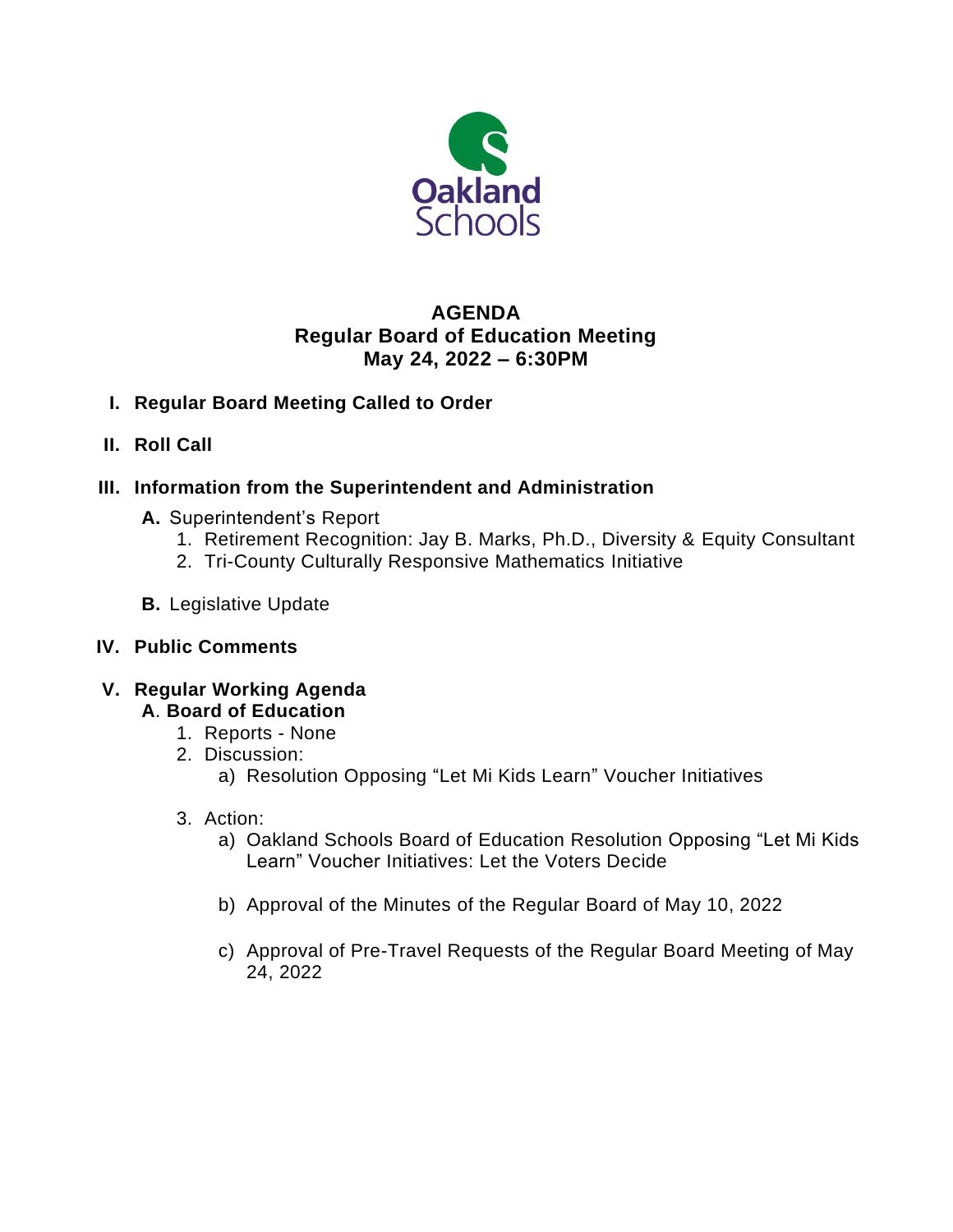Oakland Schools

# AGENDA
## Regular Board of Education Meeting
## May 24, 2022 – 6:30PM

**I. Regular Board Meeting Called to Order**

**II. Roll Call**

**III. Information from the Superintendent and Administration**

- **A.** Superintendent's Report
  1. Retirement Recognition: Jay B. Marks, Ph.D., Diversity & Equity Consultant
  2. Tri-County Culturally Responsive Mathematics Initiative
- **B.** Legislative Update

**IV. Public Comments**

**V. Regular Working Agenda**

- **A. Board of Education**
  1. Reports - None
  2. Discussion:
     - a) Resolution Opposing "Let Mi Kids Learn" Voucher Initiatives
  3. Action:
     - a) Oakland Schools Board of Education Resolution Opposing "Let Mi Kids Learn" Voucher Initiatives: Let the Voters Decide
     - b) Approval of the Minutes of the Regular Board of May 10, 2022
     - c) Approval of Pre-Travel Requests of the Regular Board Meeting of May 24, 2022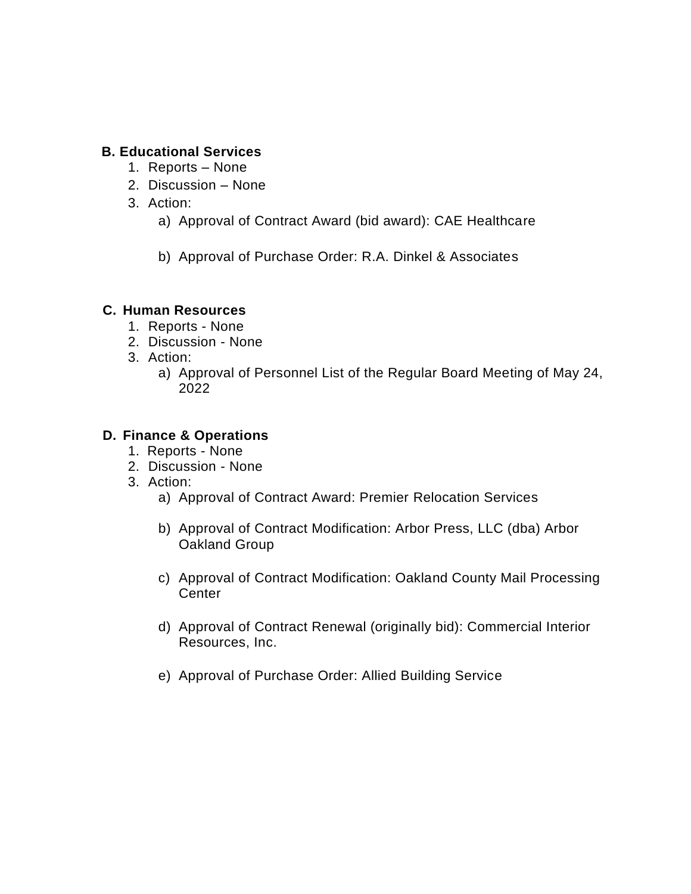**B. Educational Services**

1. Reports – None
2. Discussion – None
3. Action:
   a) Approval of Contract Award (bid award): CAE Healthcare

   b) Approval of Purchase Order: R.A. Dinkel & Associates

**C. Human Resources**

1. Reports - None
2. Discussion - None
3. Action:
   a) Approval of Personnel List of the Regular Board Meeting of May 24, 2022

**D. Finance & Operations**

1. Reports - None
2. Discussion - None
3. Action:
   a) Approval of Contract Award: Premier Relocation Services

   b) Approval of Contract Modification: Arbor Press, LLC (dba) Arbor Oakland Group

   c) Approval of Contract Modification: Oakland County Mail Processing Center

   d) Approval of Contract Renewal (originally bid): Commercial Interior Resources, Inc.

   e) Approval of Purchase Order: Allied Building Service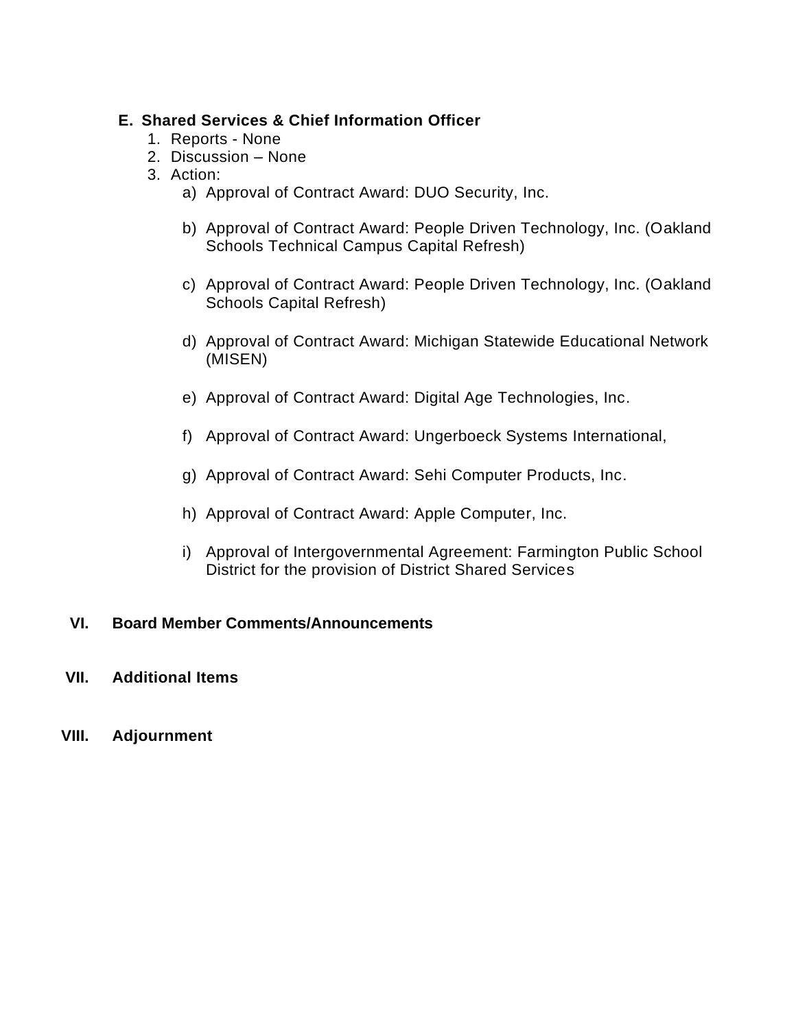**E. Shared Services & Chief Information Officer**

1. Reports - None
2. Discussion – None
3. Action:
    a) Approval of Contract Award: DUO Security, Inc.

    b) Approval of Contract Award: People Driven Technology, Inc. (Oakland Schools Technical Campus Capital Refresh)

    c) Approval of Contract Award: People Driven Technology, Inc. (Oakland Schools Capital Refresh)

    d) Approval of Contract Award: Michigan Statewide Educational Network (MISEN)

    e) Approval of Contract Award: Digital Age Technologies, Inc.

    f) Approval of Contract Award: Ungerboeck Systems International,

    g) Approval of Contract Award: Sehi Computer Products, Inc.

    h) Approval of Contract Award: Apple Computer, Inc.

    i) Approval of Intergovernmental Agreement: Farmington Public School District for the provision of District Shared Services

**VI. Board Member Comments/Announcements**

**VII. Additional Items**

**VIII. Adjournment**